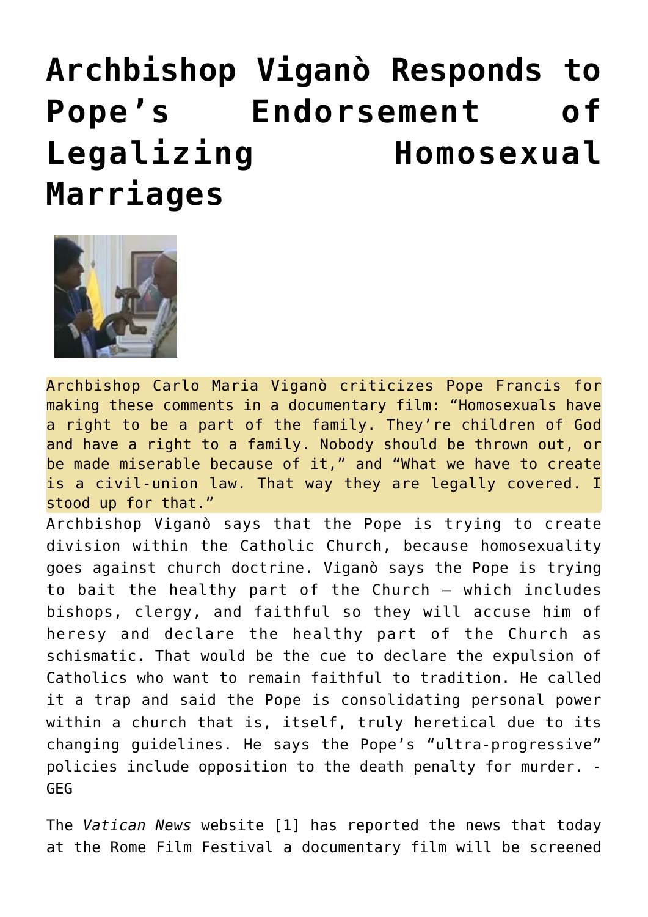# Archbishop Viganò Responds to Pope's Endorsement of Legalizing Homosexual Marriages

Archbishop Carlo Maria Viganò criticizes Pope Francis for making these comments in a documentary film: "Homosexuals have a right to be a part of the family. They're children of God and have a right to a family. Nobody should be thrown out, or be made miserable because of it," and "What we have to create is a civil-union law. That way they are legally covered. I stood up for that."

Archbishop Viganò says that the Pope is trying to create division within the Catholic Church, because homosexuality goes against church doctrine. Viganò says the Pope is trying to bait the healthy part of the Church – which includes bishops, clergy, and faithful so they will accuse him of heresy and declare the healthy part of the Church as schismatic. That would be the cue to declare the expulsion of Catholics who want to remain faithful to tradition. He called it a trap and said the Pope is consolidating personal power within a church that is, itself, truly heretical due to its changing guidelines. He says the Pope's "ultra-progressive" policies include opposition to the death penalty for murder. -GEG

The *Vatican News* website [1] has reported the news that today at the Rome Film Festival a documentary film will be screened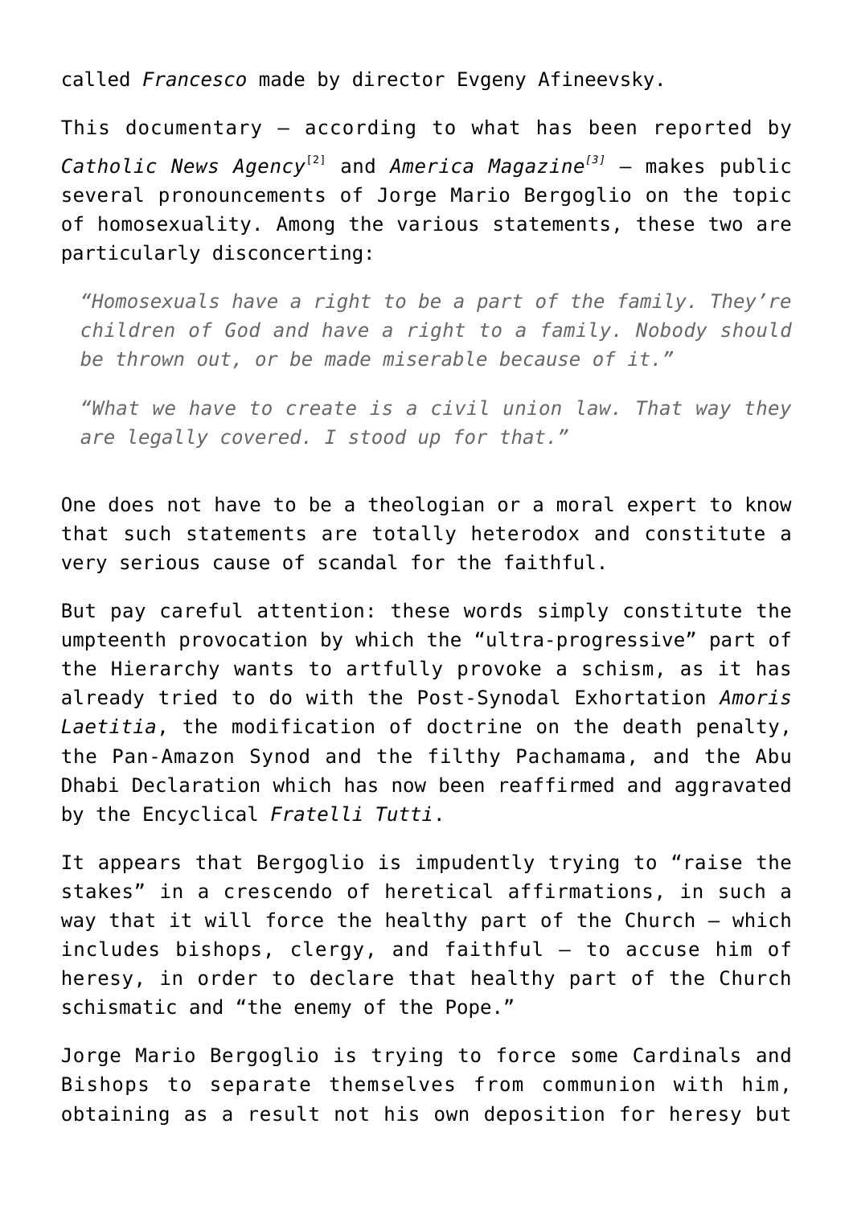called *Francesco* made by director Evgeny Afineevsky.

This documentary – according to what has been reported by *Catholic News Agency*[2] and *America Magazine*[3] – makes public several pronouncements of Jorge Mario Bergoglio on the topic of homosexuality. Among the various statements, these two are particularly disconcerting:

> *"Homosexuals have a right to be a part of the family. They're children of God and have a right to a family. Nobody should be thrown out, or be made miserable because of it."*
>
> *"What we have to create is a civil union law. That way they are legally covered. I stood up for that."*

One does not have to be a theologian or a moral expert to know that such statements are totally heterodox and constitute a very serious cause of scandal for the faithful.

But pay careful attention: these words simply constitute the umpteenth provocation by which the "ultra-progressive" part of the Hierarchy wants to artfully provoke a schism, as it has already tried to do with the Post-Synodal Exhortation *Amoris Laetitia*, the modification of doctrine on the death penalty, the Pan-Amazon Synod and the filthy Pachamama, and the Abu Dhabi Declaration which has now been reaffirmed and aggravated by the Encyclical *Fratelli Tutti*.

It appears that Bergoglio is impudently trying to "raise the stakes" in a crescendo of heretical affirmations, in such a way that it will force the healthy part of the Church – which includes bishops, clergy, and faithful – to accuse him of heresy, in order to declare that healthy part of the Church schismatic and "the enemy of the Pope."

Jorge Mario Bergoglio is trying to force some Cardinals and Bishops to separate themselves from communion with him, obtaining as a result not his own deposition for heresy but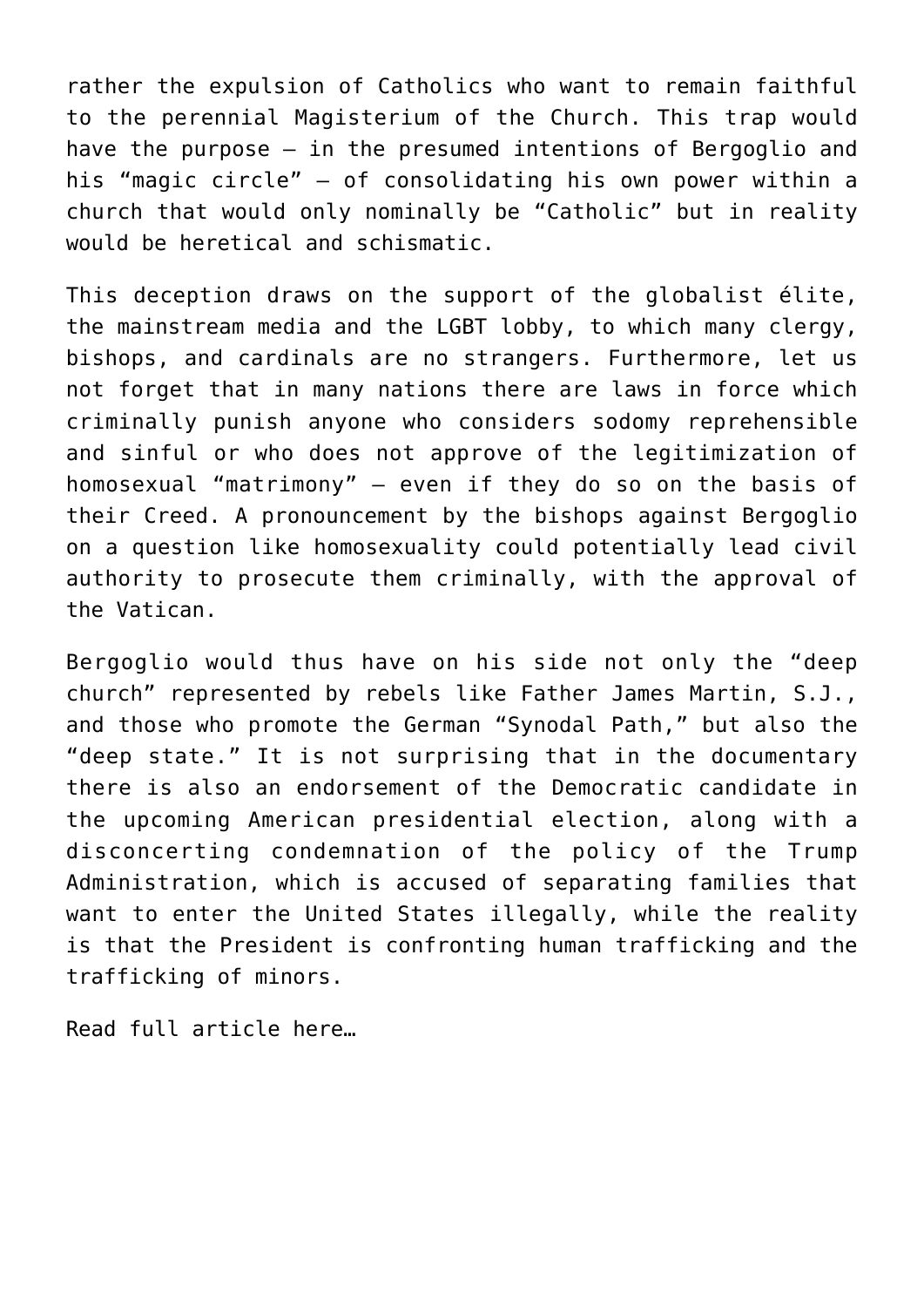rather the expulsion of Catholics who want to remain faithful to the perennial Magisterium of the Church. This trap would have the purpose – in the presumed intentions of Bergoglio and his "magic circle" – of consolidating his own power within a church that would only nominally be "Catholic" but in reality would be heretical and schismatic.

This deception draws on the support of the globalist élite, the mainstream media and the LGBT lobby, to which many clergy, bishops, and cardinals are no strangers. Furthermore, let us not forget that in many nations there are laws in force which criminally punish anyone who considers sodomy reprehensible and sinful or who does not approve of the legitimization of homosexual "matrimony" – even if they do so on the basis of their Creed. A pronouncement by the bishops against Bergoglio on a question like homosexuality could potentially lead civil authority to prosecute them criminally, with the approval of the Vatican.

Bergoglio would thus have on his side not only the "deep church" represented by rebels like Father James Martin, S.J., and those who promote the German "Synodal Path," but also the "deep state." It is not surprising that in the documentary there is also an endorsement of the Democratic candidate in the upcoming American presidential election, along with a disconcerting condemnation of the policy of the Trump Administration, which is accused of separating families that want to enter the United States illegally, while the reality is that the President is confronting human trafficking and the trafficking of minors.

Read full article here…